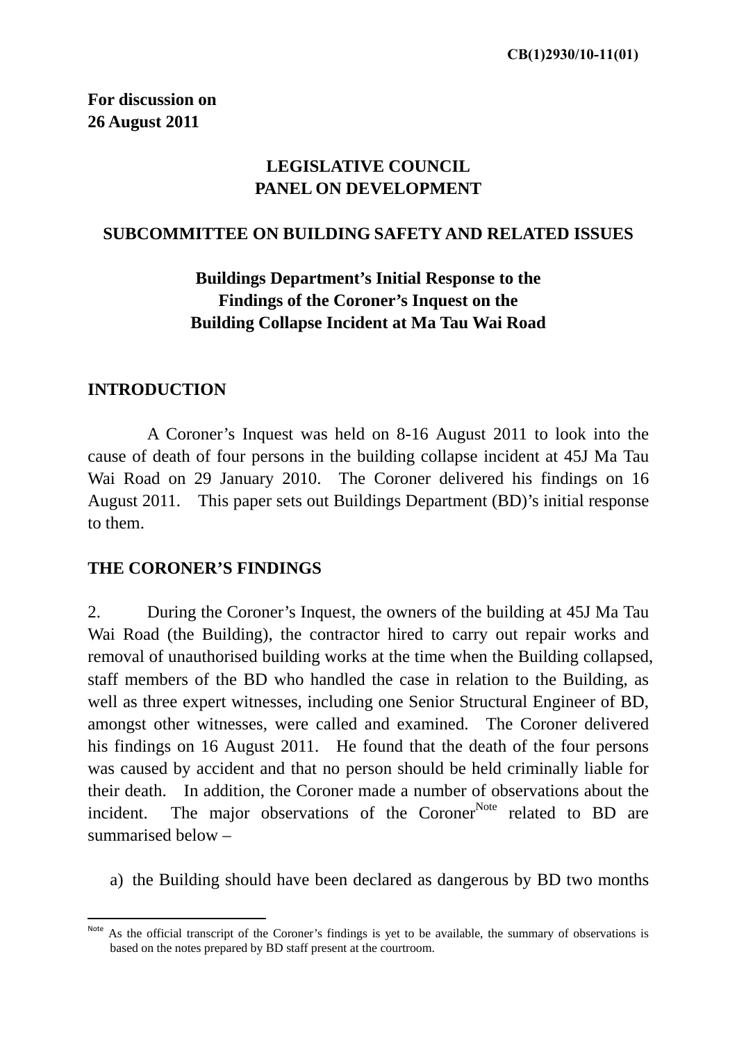**CB(1)2930/10-11(01)**

**For discussion on**
**26 August 2011**

**LEGISLATIVE COUNCIL**
**PANEL ON DEVELOPMENT**

**SUBCOMMITTEE ON BUILDING SAFETY AND RELATED ISSUES**

**Buildings Department's Initial Response to the Findings of the Coroner's Inquest on the Building Collapse Incident at Ma Tau Wai Road**

## INTRODUCTION

A Coroner's Inquest was held on 8-16 August 2011 to look into the cause of death of four persons in the building collapse incident at 45J Ma Tau Wai Road on 29 January 2010. The Coroner delivered his findings on 16 August 2011. This paper sets out Buildings Department (BD)'s initial response to them.

## THE CORONER'S FINDINGS

2. During the Coroner's Inquest, the owners of the building at 45J Ma Tau Wai Road (the Building), the contractor hired to carry out repair works and removal of unauthorised building works at the time when the Building collapsed, staff members of the BD who handled the case in relation to the Building, as well as three expert witnesses, including one Senior Structural Engineer of BD, amongst other witnesses, were called and examined. The Coroner delivered his findings on 16 August 2011. He found that the death of the four persons was caused by accident and that no person should be held criminally liable for their death. In addition, the Coroner made a number of observations about the incident. The major observations of the Coroner[Note] related to BD are summarised below –

a) the Building should have been declared as dangerous by BD two months

---

[Note] As the official transcript of the Coroner's findings is yet to be available, the summary of observations is based on the notes prepared by BD staff present at the courtroom.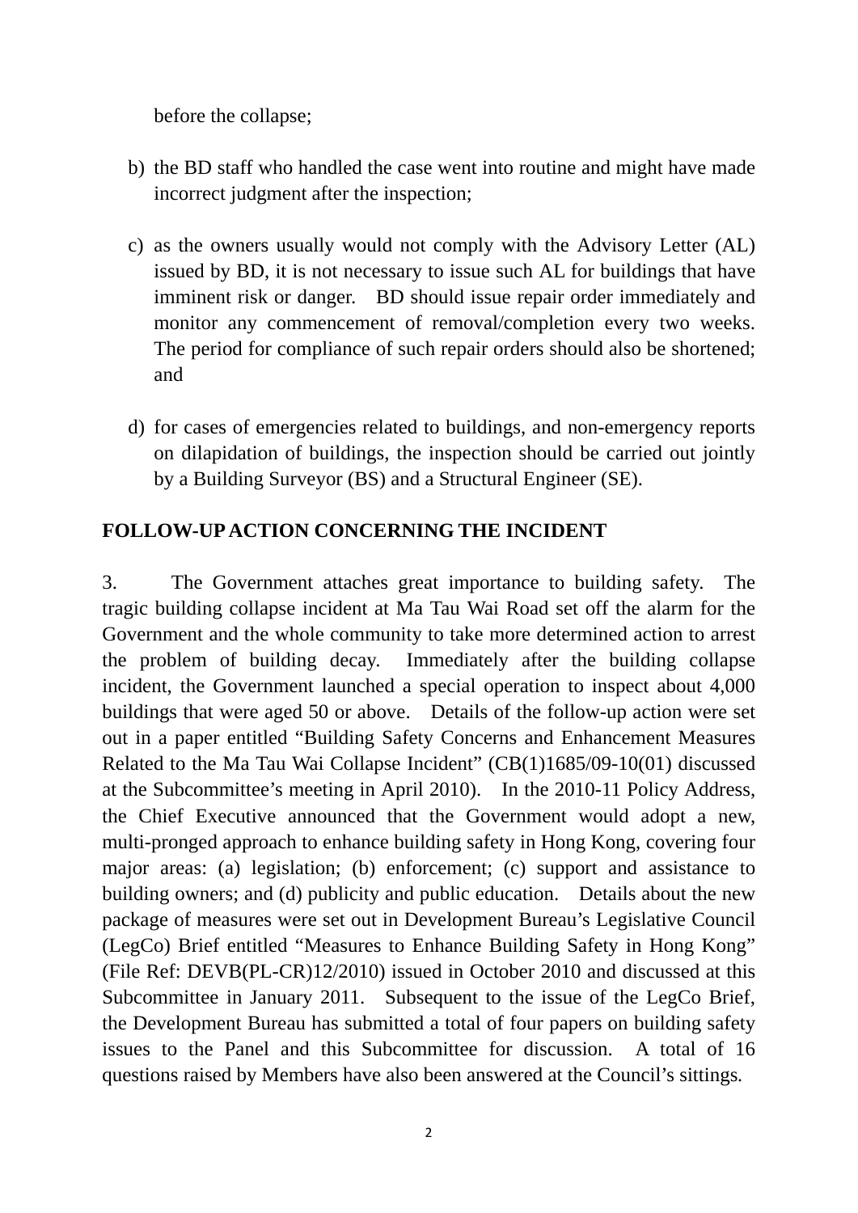before the collapse;

b) the BD staff who handled the case went into routine and might have made incorrect judgment after the inspection;

c) as the owners usually would not comply with the Advisory Letter (AL) issued by BD, it is not necessary to issue such AL for buildings that have imminent risk or danger. BD should issue repair order immediately and monitor any commencement of removal/completion every two weeks. The period for compliance of such repair orders should also be shortened; and

d) for cases of emergencies related to buildings, and non-emergency reports on dilapidation of buildings, the inspection should be carried out jointly by a Building Surveyor (BS) and a Structural Engineer (SE).

## FOLLOW-UP ACTION CONCERNING THE INCIDENT

3. The Government attaches great importance to building safety. The tragic building collapse incident at Ma Tau Wai Road set off the alarm for the Government and the whole community to take more determined action to arrest the problem of building decay. Immediately after the building collapse incident, the Government launched a special operation to inspect about 4,000 buildings that were aged 50 or above. Details of the follow-up action were set out in a paper entitled "Building Safety Concerns and Enhancement Measures Related to the Ma Tau Wai Collapse Incident" (CB(1)1685/09-10(01) discussed at the Subcommittee's meeting in April 2010). In the 2010-11 Policy Address, the Chief Executive announced that the Government would adopt a new, multi-pronged approach to enhance building safety in Hong Kong, covering four major areas: (a) legislation; (b) enforcement; (c) support and assistance to building owners; and (d) publicity and public education. Details about the new package of measures were set out in Development Bureau's Legislative Council (LegCo) Brief entitled "Measures to Enhance Building Safety in Hong Kong" (File Ref: DEVB(PL-CR)12/2010) issued in October 2010 and discussed at this Subcommittee in January 2011. Subsequent to the issue of the LegCo Brief, the Development Bureau has submitted a total of four papers on building safety issues to the Panel and this Subcommittee for discussion. A total of 16 questions raised by Members have also been answered at the Council's sittings.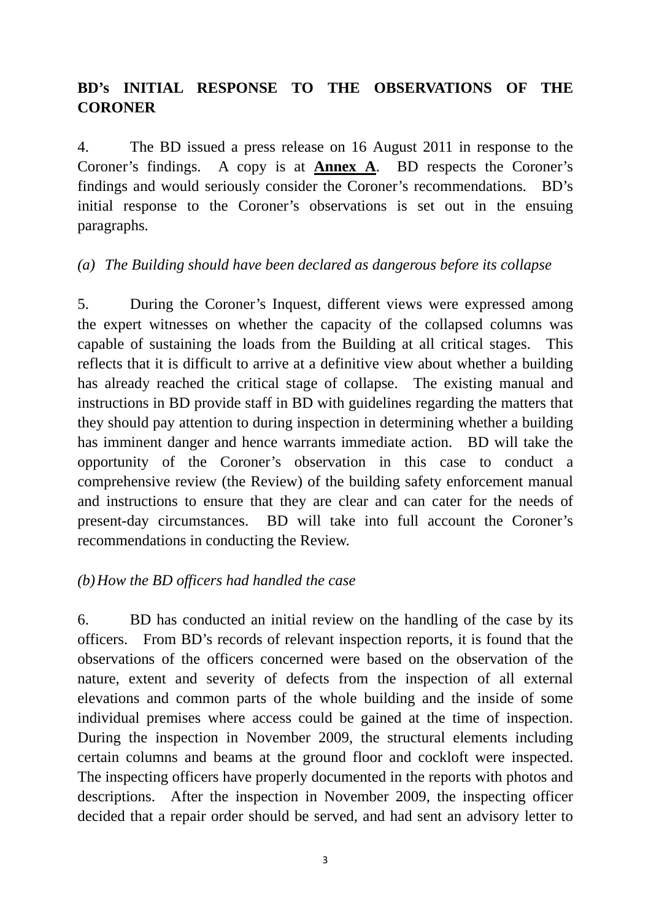## BD's INITIAL RESPONSE TO THE OBSERVATIONS OF THE CORONER

4. The BD issued a press release on 16 August 2011 in response to the Coroner's findings. A copy is at **Annex A**. BD respects the Coroner's findings and would seriously consider the Coroner's recommendations. BD's initial response to the Coroner's observations is set out in the ensuing paragraphs.

*(a) The Building should have been declared as dangerous before its collapse*

5. During the Coroner's Inquest, different views were expressed among the expert witnesses on whether the capacity of the collapsed columns was capable of sustaining the loads from the Building at all critical stages. This reflects that it is difficult to arrive at a definitive view about whether a building has already reached the critical stage of collapse. The existing manual and instructions in BD provide staff in BD with guidelines regarding the matters that they should pay attention to during inspection in determining whether a building has imminent danger and hence warrants immediate action. BD will take the opportunity of the Coroner's observation in this case to conduct a comprehensive review (the Review) of the building safety enforcement manual and instructions to ensure that they are clear and can cater for the needs of present-day circumstances. BD will take into full account the Coroner's recommendations in conducting the Review.

*(b) How the BD officers had handled the case*

6. BD has conducted an initial review on the handling of the case by its officers. From BD's records of relevant inspection reports, it is found that the observations of the officers concerned were based on the observation of the nature, extent and severity of defects from the inspection of all external elevations and common parts of the whole building and the inside of some individual premises where access could be gained at the time of inspection. During the inspection in November 2009, the structural elements including certain columns and beams at the ground floor and cockloft were inspected. The inspecting officers have properly documented in the reports with photos and descriptions. After the inspection in November 2009, the inspecting officer decided that a repair order should be served, and had sent an advisory letter to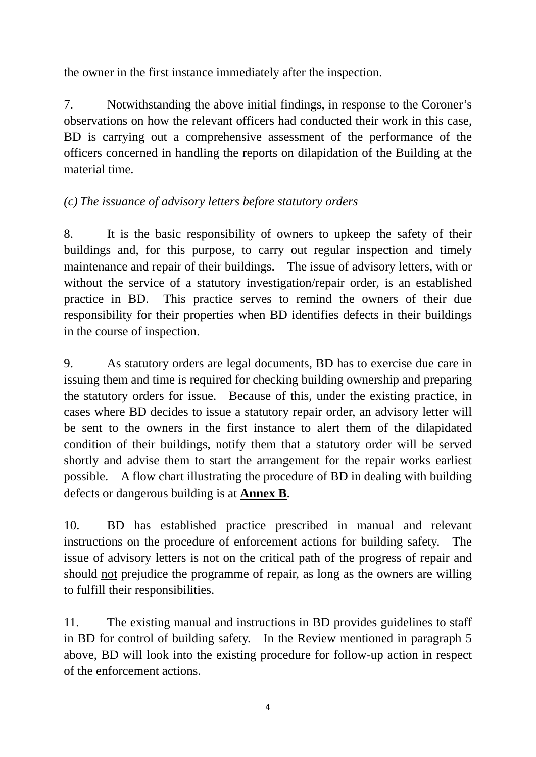the owner in the first instance immediately after the inspection.

7. Notwithstanding the above initial findings, in response to the Coroner's observations on how the relevant officers had conducted their work in this case, BD is carrying out a comprehensive assessment of the performance of the officers concerned in handling the reports on dilapidation of the Building at the material time.

*(c) The issuance of advisory letters before statutory orders*

8. It is the basic responsibility of owners to upkeep the safety of their buildings and, for this purpose, to carry out regular inspection and timely maintenance and repair of their buildings. The issue of advisory letters, with or without the service of a statutory investigation/repair order, is an established practice in BD. This practice serves to remind the owners of their due responsibility for their properties when BD identifies defects in their buildings in the course of inspection.

9. As statutory orders are legal documents, BD has to exercise due care in issuing them and time is required for checking building ownership and preparing the statutory orders for issue. Because of this, under the existing practice, in cases where BD decides to issue a statutory repair order, an advisory letter will be sent to the owners in the first instance to alert them of the dilapidated condition of their buildings, notify them that a statutory order will be served shortly and advise them to start the arrangement for the repair works earliest possible. A flow chart illustrating the procedure of BD in dealing with building defects or dangerous building is at **Annex B**.

10. BD has established practice prescribed in manual and relevant instructions on the procedure of enforcement actions for building safety. The issue of advisory letters is not on the critical path of the progress of repair and should not prejudice the programme of repair, as long as the owners are willing to fulfill their responsibilities.

11. The existing manual and instructions in BD provides guidelines to staff in BD for control of building safety. In the Review mentioned in paragraph 5 above, BD will look into the existing procedure for follow-up action in respect of the enforcement actions.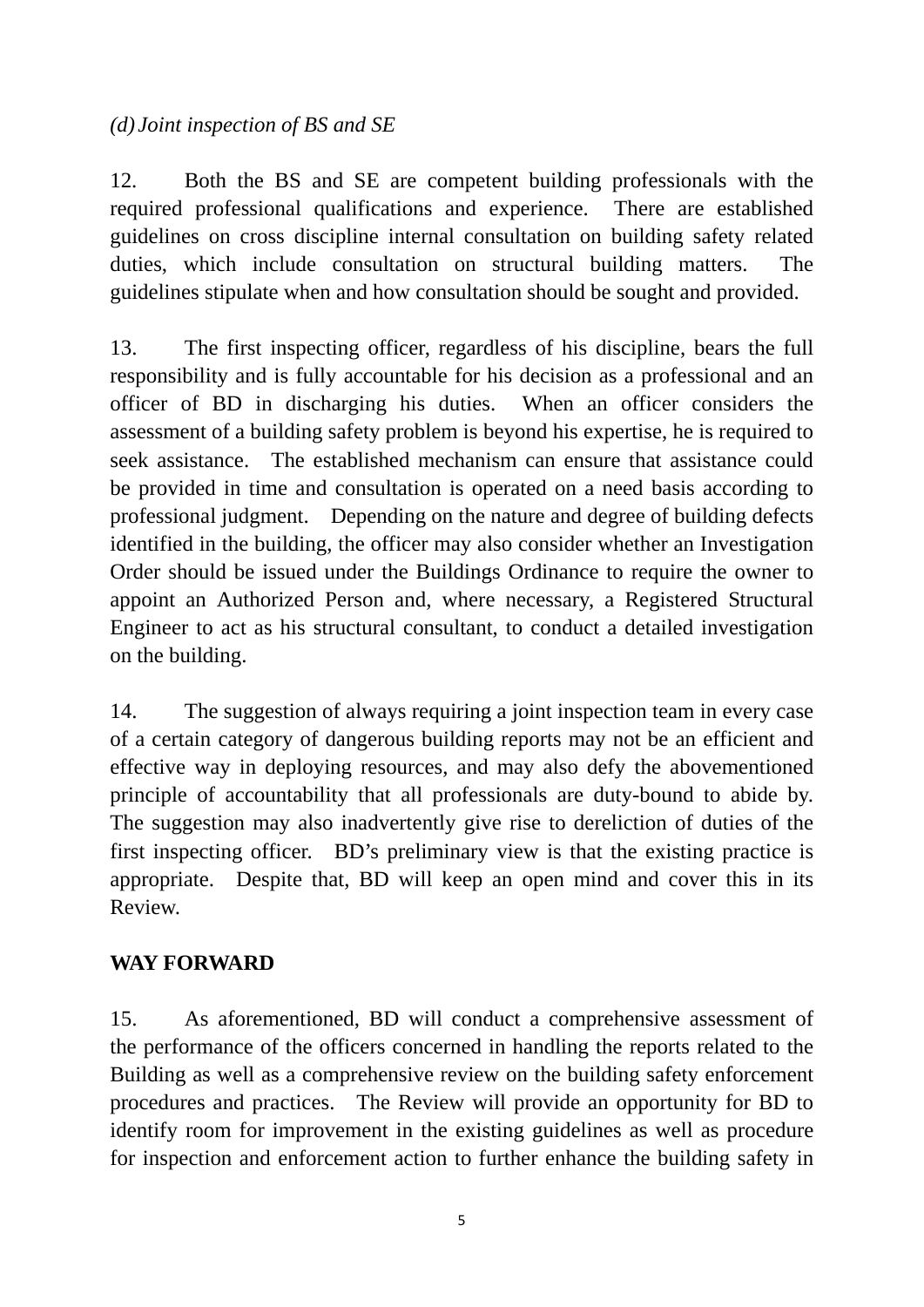*(d) Joint inspection of BS and SE*

12. Both the BS and SE are competent building professionals with the required professional qualifications and experience. There are established guidelines on cross discipline internal consultation on building safety related duties, which include consultation on structural building matters. The guidelines stipulate when and how consultation should be sought and provided.

13. The first inspecting officer, regardless of his discipline, bears the full responsibility and is fully accountable for his decision as a professional and an officer of BD in discharging his duties. When an officer considers the assessment of a building safety problem is beyond his expertise, he is required to seek assistance. The established mechanism can ensure that assistance could be provided in time and consultation is operated on a need basis according to professional judgment. Depending on the nature and degree of building defects identified in the building, the officer may also consider whether an Investigation Order should be issued under the Buildings Ordinance to require the owner to appoint an Authorized Person and, where necessary, a Registered Structural Engineer to act as his structural consultant, to conduct a detailed investigation on the building.

14. The suggestion of always requiring a joint inspection team in every case of a certain category of dangerous building reports may not be an efficient and effective way in deploying resources, and may also defy the abovementioned principle of accountability that all professionals are duty-bound to abide by. The suggestion may also inadvertently give rise to dereliction of duties of the first inspecting officer. BD's preliminary view is that the existing practice is appropriate. Despite that, BD will keep an open mind and cover this in its Review.

**WAY FORWARD**

15. As aforementioned, BD will conduct a comprehensive assessment of the performance of the officers concerned in handling the reports related to the Building as well as a comprehensive review on the building safety enforcement procedures and practices. The Review will provide an opportunity for BD to identify room for improvement in the existing guidelines as well as procedure for inspection and enforcement action to further enhance the building safety in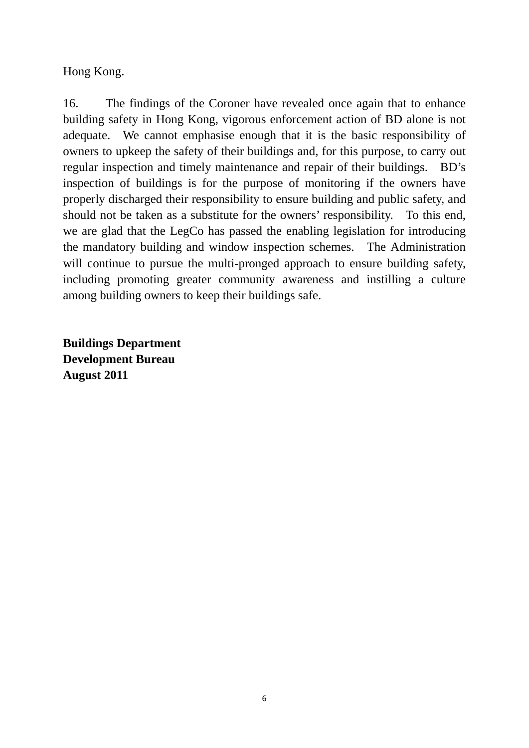Hong Kong.

16. The findings of the Coroner have revealed once again that to enhance building safety in Hong Kong, vigorous enforcement action of BD alone is not adequate. We cannot emphasise enough that it is the basic responsibility of owners to upkeep the safety of their buildings and, for this purpose, to carry out regular inspection and timely maintenance and repair of their buildings. BD's inspection of buildings is for the purpose of monitoring if the owners have properly discharged their responsibility to ensure building and public safety, and should not be taken as a substitute for the owners' responsibility. To this end, we are glad that the LegCo has passed the enabling legislation for introducing the mandatory building and window inspection schemes. The Administration will continue to pursue the multi-pronged approach to ensure building safety, including promoting greater community awareness and instilling a culture among building owners to keep their buildings safe.

**Buildings Department**
**Development Bureau**
**August 2011**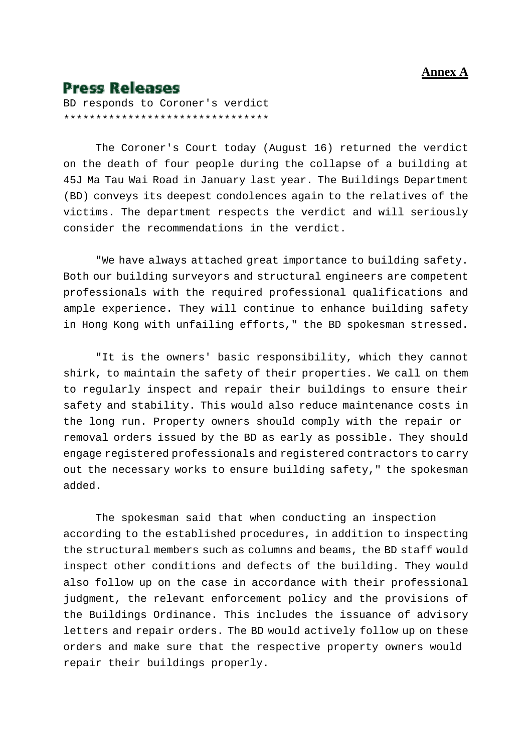**Annex A**

# Press Releases

BD responds to Coroner's verdict
********************************

The Coroner's Court today (August 16) returned the verdict on the death of four people during the collapse of a building at 45J Ma Tau Wai Road in January last year. The Buildings Department (BD) conveys its deepest condolences again to the relatives of the victims. The department respects the verdict and will seriously consider the recommendations in the verdict.

"We have always attached great importance to building safety. Both our building surveyors and structural engineers are competent professionals with the required professional qualifications and ample experience. They will continue to enhance building safety in Hong Kong with unfailing efforts," the BD spokesman stressed.

"It is the owners' basic responsibility, which they cannot shirk, to maintain the safety of their properties. We call on them to regularly inspect and repair their buildings to ensure their safety and stability. This would also reduce maintenance costs in the long run. Property owners should comply with the repair or removal orders issued by the BD as early as possible. They should engage registered professionals and registered contractors to carry out the necessary works to ensure building safety," the spokesman added.

The spokesman said that when conducting an inspection according to the established procedures, in addition to inspecting the structural members such as columns and beams, the BD staff would inspect other conditions and defects of the building. They would also follow up on the case in accordance with their professional judgment, the relevant enforcement policy and the provisions of the Buildings Ordinance. This includes the issuance of advisory letters and repair orders. The BD would actively follow up on these orders and make sure that the respective property owners would repair their buildings properly.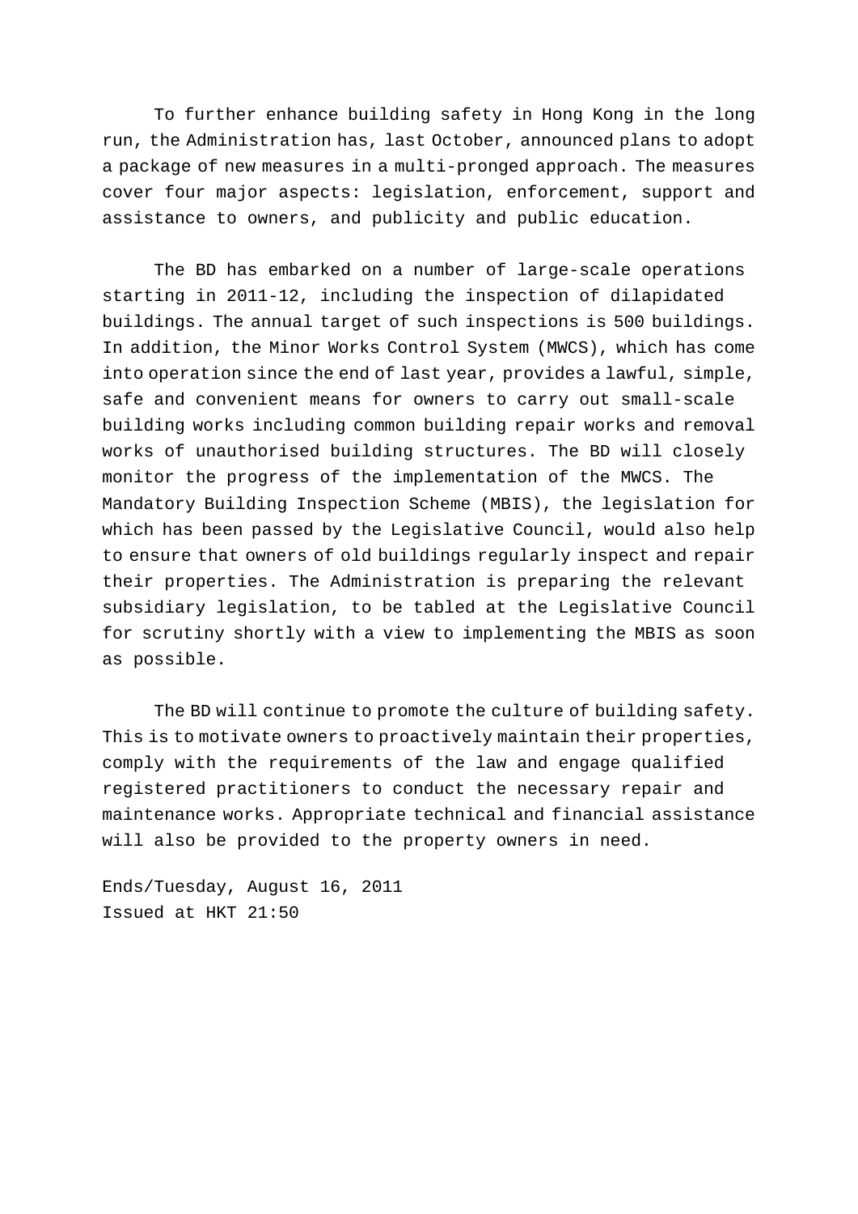To further enhance building safety in Hong Kong in the long run, the Administration has, last October, announced plans to adopt a package of new measures in a multi-pronged approach. The measures cover four major aspects: legislation, enforcement, support and assistance to owners, and publicity and public education.

The BD has embarked on a number of large-scale operations starting in 2011-12, including the inspection of dilapidated buildings. The annual target of such inspections is 500 buildings. In addition, the Minor Works Control System (MWCS), which has come into operation since the end of last year, provides a lawful, simple, safe and convenient means for owners to carry out small-scale building works including common building repair works and removal works of unauthorised building structures. The BD will closely monitor the progress of the implementation of the MWCS. The Mandatory Building Inspection Scheme (MBIS), the legislation for which has been passed by the Legislative Council, would also help to ensure that owners of old buildings regularly inspect and repair their properties. The Administration is preparing the relevant subsidiary legislation, to be tabled at the Legislative Council for scrutiny shortly with a view to implementing the MBIS as soon as possible.

The BD will continue to promote the culture of building safety. This is to motivate owners to proactively maintain their properties, comply with the requirements of the law and engage qualified registered practitioners to conduct the necessary repair and maintenance works. Appropriate technical and financial assistance will also be provided to the property owners in need.

Ends/Tuesday, August 16, 2011
Issued at HKT 21:50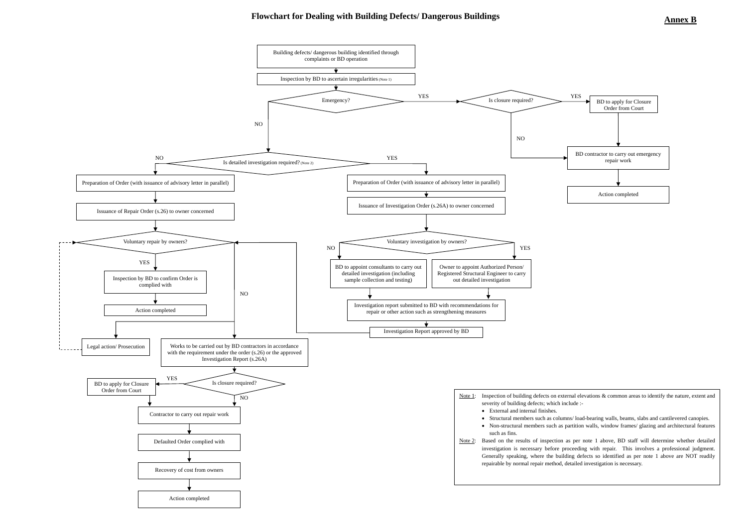# Flowchart for Dealing with Building Defects/ Dangerous Buildings

**Annex B**

Building defects/ dangerous building identified through complaints or BD operation

Inspection by BD to ascertain irregularities (Note 1)

Emergency?

YES

Is closure required?

YES

BD to apply for Closure Order from Court

NO

BD contractor to carry out emergency repair work

Action completed

NO

NO

Is detailed investigation required? (Note 2)

YES

Preparation of Order (with issuance of advisory letter in parallel)

Issuance of Repair Order (s.26) to owner concerned

Voluntary repair by owners?

YES

Inspection by BD to confirm Order is complied with

Action completed

NO

Legal action/ Prosecution

Preparation of Order (with issuance of advisory letter in parallel)

Issuance of Investigation Order (s.26A) to owner concerned

Voluntary investigation by owners?

NO

BD to appoint consultants to carry out detailed investigation (including sample collection and testing)

YES

Owner to appoint Authorized Person/ Registered Structural Engineer to carry out detailed investigation

Investigation report submitted to BD with recommendations for repair or other action such as strengthening measures

Investigation Report approved by BD

Works to be carried out by BD contractors in accordance with the requirement under the order (s.26) or the approved Investigation Report (s.26A)

Is closure required?

YES

BD to apply for Closure Order from Court

NO

Contractor to carry out repair work

Defaulted Order complied with

Recovery of cost from owners

Action completed

Note 1: Inspection of building defects on external elevations & common areas to identify the nature, extent and severity of building defects; which include :-

- External and internal finishes.
- Structural members such as columns/ load-bearing walls, beams, slabs and cantilevered canopies.
- Non-structural members such as partition walls, window frames/ glazing and architectural features such as fins.

Note 2: Based on the results of inspection as per note 1 above, BD staff will determine whether detailed investigation is necessary before proceeding with repair. This involves a professional judgment. Generally speaking, where the building defects so identified as per note 1 above are NOT readily repairable by normal repair method, detailed investigation is necessary.